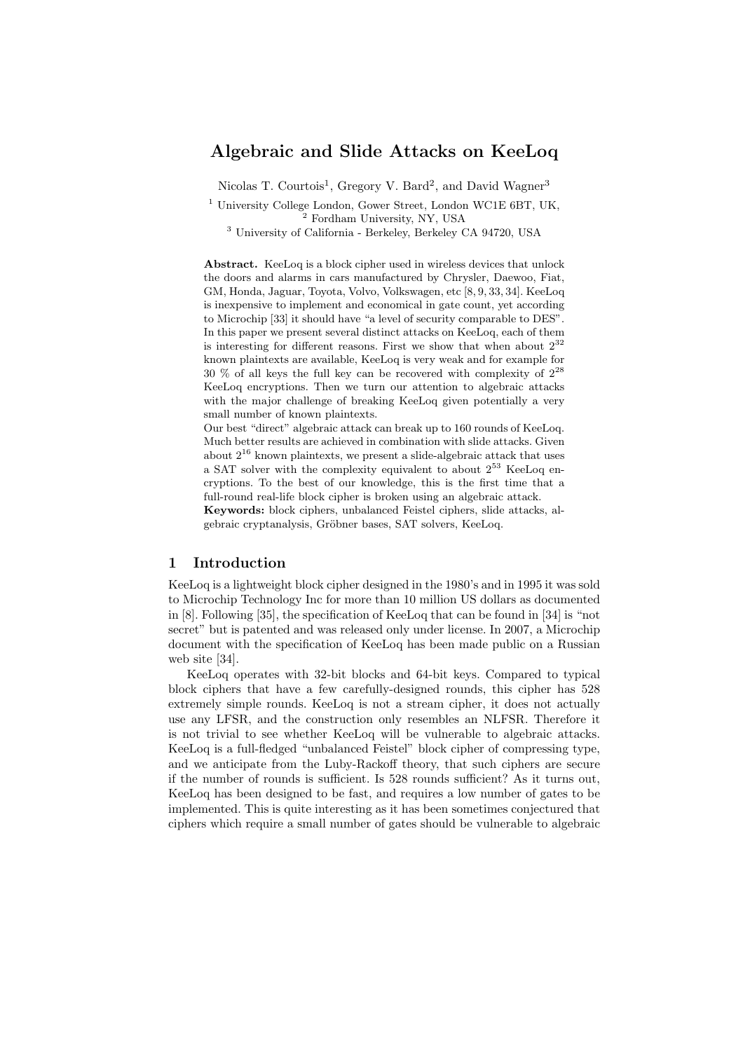# Algebraic and Slide Attacks on KeeLoq

Nicolas T. Courtois[1], Gregory V. Bard[2], and David Wagner[3]

[1] University College London, Gower Street, London WC1E 6BT, UK,
[2] Fordham University, NY, USA
[3] University of California - Berkeley, Berkeley CA 94720, USA

**Abstract.** KeeLoq is a block cipher used in wireless devices that unlock the doors and alarms in cars manufactured by Chrysler, Daewoo, Fiat, GM, Honda, Jaguar, Toyota, Volvo, Volkswagen, etc [8, 9, 33, 34]. KeeLoq is inexpensive to implement and economical in gate count, yet according to Microchip [33] it should have "a level of security comparable to DES". In this paper we present several distinct attacks on KeeLoq, each of them is interesting for different reasons. First we show that when about $2^{32}$ known plaintexts are available, KeeLoq is very weak and for example for 30 % of all keys the full key can be recovered with complexity of $2^{28}$ KeeLoq encryptions. Then we turn our attention to algebraic attacks with the major challenge of breaking KeeLoq given potentially a very small number of known plaintexts.

Our best "direct" algebraic attack can break up to 160 rounds of KeeLoq. Much better results are achieved in combination with slide attacks. Given about $2^{16}$ known plaintexts, we present a slide-algebraic attack that uses a SAT solver with the complexity equivalent to about $2^{53}$ KeeLoq encryptions. To the best of our knowledge, this is the first time that a full-round real-life block cipher is broken using an algebraic attack.

**Keywords:** block ciphers, unbalanced Feistel ciphers, slide attacks, algebraic cryptanalysis, Gröbner bases, SAT solvers, KeeLoq.

## 1 Introduction

KeeLoq is a lightweight block cipher designed in the 1980's and in 1995 it was sold to Microchip Technology Inc for more than 10 million US dollars as documented in [8]. Following [35], the specification of KeeLoq that can be found in [34] is "not secret" but is patented and was released only under license. In 2007, a Microchip document with the specification of KeeLoq has been made public on a Russian web site [34].

KeeLoq operates with 32-bit blocks and 64-bit keys. Compared to typical block ciphers that have a few carefully-designed rounds, this cipher has 528 extremely simple rounds. KeeLoq is not a stream cipher, it does not actually use any LFSR, and the construction only resembles an NLFSR. Therefore it is not trivial to see whether KeeLoq will be vulnerable to algebraic attacks. KeeLoq is a full-fledged "unbalanced Feistel" block cipher of compressing type, and we anticipate from the Luby-Rackoff theory, that such ciphers are secure if the number of rounds is sufficient. Is 528 rounds sufficient? As it turns out, KeeLoq has been designed to be fast, and requires a low number of gates to be implemented. This is quite interesting as it has been sometimes conjectured that ciphers which require a small number of gates should be vulnerable to algebraic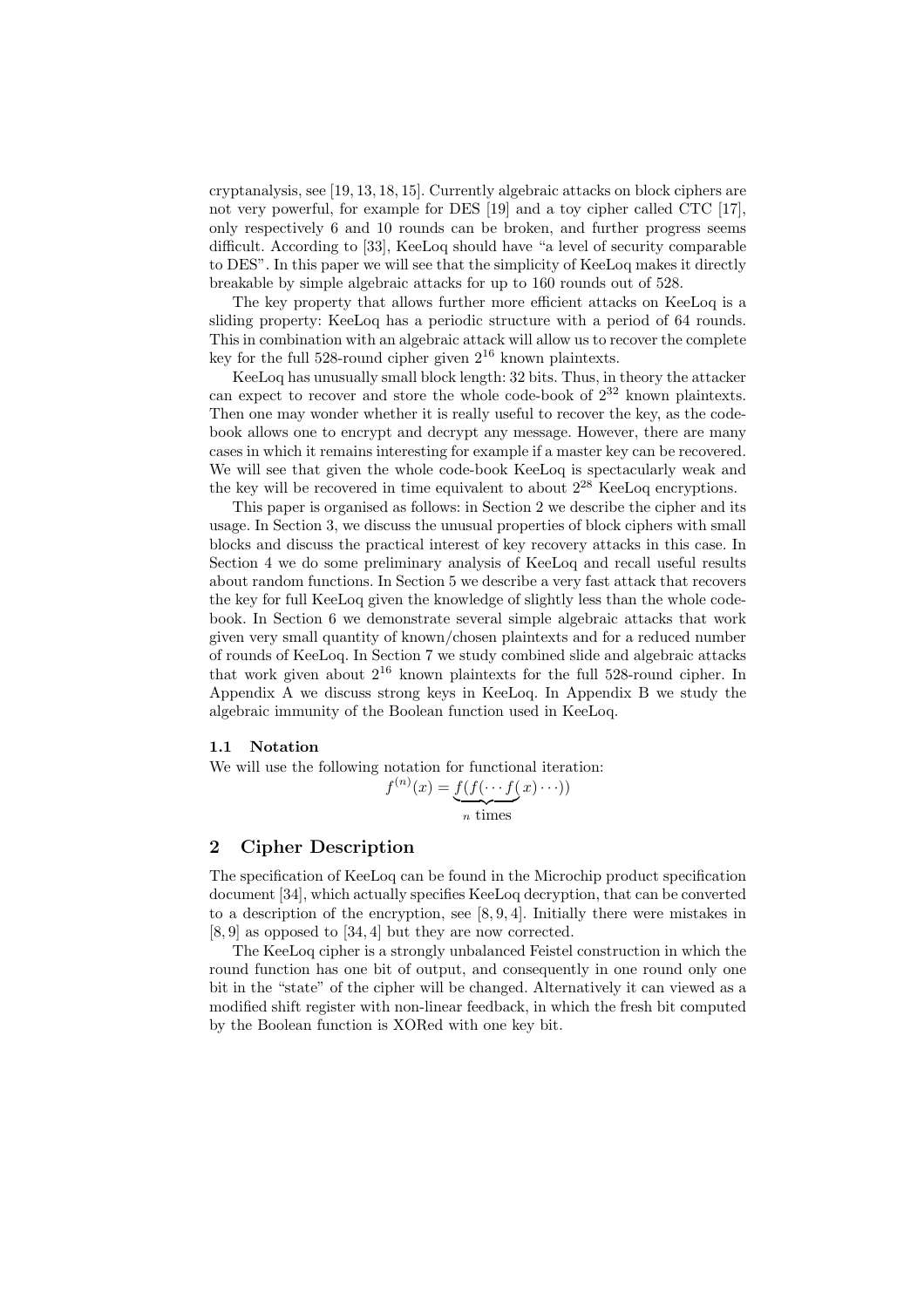cryptanalysis, see [19, 13, 18, 15]. Currently algebraic attacks on block ciphers are not very powerful, for example for DES [19] and a toy cipher called CTC [17], only respectively 6 and 10 rounds can be broken, and further progress seems difficult. According to [33], KeeLoq should have "a level of security comparable to DES". In this paper we will see that the simplicity of KeeLoq makes it directly breakable by simple algebraic attacks for up to 160 rounds out of 528.

The key property that allows further more efficient attacks on KeeLoq is a sliding property: KeeLoq has a periodic structure with a period of 64 rounds. This in combination with an algebraic attack will allow us to recover the complete key for the full 528-round cipher given $2^{16}$ known plaintexts.

KeeLoq has unusually small block length: 32 bits. Thus, in theory the attacker can expect to recover and store the whole code-book of $2^{32}$ known plaintexts. Then one may wonder whether it is really useful to recover the key, as the code-book allows one to encrypt and decrypt any message. However, there are many cases in which it remains interesting for example if a master key can be recovered. We will see that given the whole code-book KeeLoq is spectacularly weak and the key will be recovered in time equivalent to about $2^{28}$ KeeLoq encryptions.

This paper is organised as follows: in Section 2 we describe the cipher and its usage. In Section 3, we discuss the unusual properties of block ciphers with small blocks and discuss the practical interest of key recovery attacks in this case. In Section 4 we do some preliminary analysis of KeeLoq and recall useful results about random functions. In Section 5 we describe a very fast attack that recovers the key for full KeeLoq given the knowledge of slightly less than the whole code-book. In Section 6 we demonstrate several simple algebraic attacks that work given very small quantity of known/chosen plaintexts and for a reduced number of rounds of KeeLoq. In Section 7 we study combined slide and algebraic attacks that work given about $2^{16}$ known plaintexts for the full 528-round cipher. In Appendix A we discuss strong keys in KeeLoq. In Appendix B we study the algebraic immunity of the Boolean function used in KeeLoq.

### 1.1 Notation

We will use the following notation for functional iteration:

$$f^{(n)}(x) = \underbrace{f(f(\cdots f(}_{n \text{ times}} x) \cdots))$$

## 2 Cipher Description

The specification of KeeLoq can be found in the Microchip product specification document [34], which actually specifies KeeLoq decryption, that can be converted to a description of the encryption, see [8, 9, 4]. Initially there were mistakes in [8, 9] as opposed to [34, 4] but they are now corrected.

The KeeLoq cipher is a strongly unbalanced Feistel construction in which the round function has one bit of output, and consequently in one round only one bit in the "state" of the cipher will be changed. Alternatively it can viewed as a modified shift register with non-linear feedback, in which the fresh bit computed by the Boolean function is XORed with one key bit.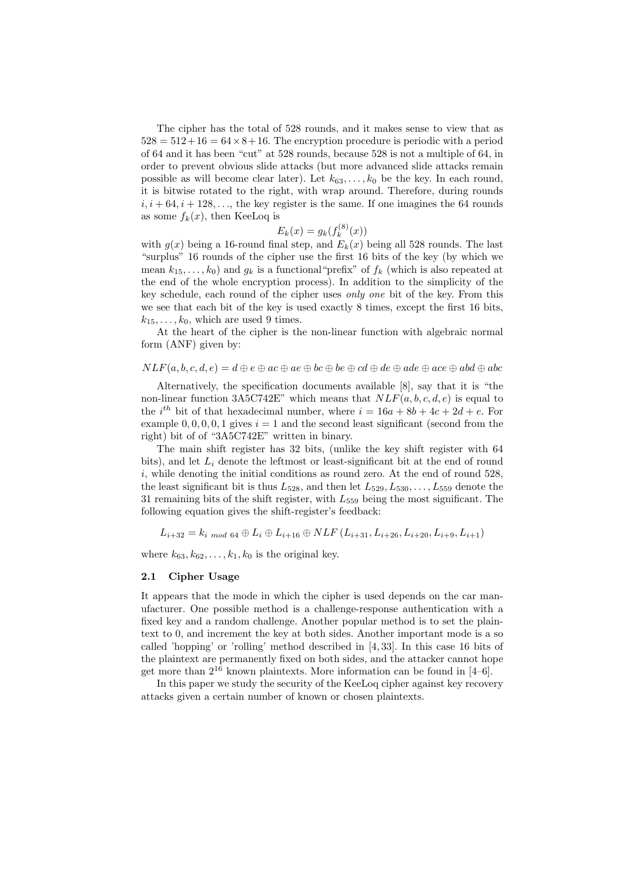The cipher has the total of 528 rounds, and it makes sense to view that as $528 = 512 + 16 = 64 \times 8 + 16$. The encryption procedure is periodic with a period of 64 and it has been "cut" at 528 rounds, because 528 is not a multiple of 64, in order to prevent obvious slide attacks (but more advanced slide attacks remain possible as will become clear later). Let $k_{63}, \ldots, k_0$ be the key. In each round, it is bitwise rotated to the right, with wrap around. Therefore, during rounds $i, i+64, i+128, \ldots$, the key register is the same. If one imagines the 64 rounds as some $f_k(x)$, then KeeLoq is

$$E_k(x) = g_k(f_k^{(8)}(x))$$

with $g(x)$ being a 16-round final step, and $E_k(x)$ being all 528 rounds. The last "surplus" 16 rounds of the cipher use the first 16 bits of the key (by which we mean $k_{15}, \ldots, k_0$) and $g_k$ is a functional"prefix" of $f_k$ (which is also repeated at the end of the whole encryption process). In addition to the simplicity of the key schedule, each round of the cipher uses *only one* bit of the key. From this we see that each bit of the key is used exactly 8 times, except the first 16 bits, $k_{15}, \ldots, k_0$, which are used 9 times.

At the heart of the cipher is the non-linear function with algebraic normal form (ANF) given by:

$$NLF(a, b, c, d, e) = d \oplus e \oplus ac \oplus ae \oplus bc \oplus be \oplus cd \oplus de \oplus ade \oplus ace \oplus abd \oplus abc$$

Alternatively, the specification documents available [8], say that it is "the non-linear function 3A5C742E" which means that $NLF(a, b, c, d, e)$ is equal to the $i^{th}$ bit of that hexadecimal number, where $i = 16a + 8b + 4c + 2d + e$. For example $0, 0, 0, 0, 1$ gives $i = 1$ and the second least significant (second from the right) bit of of "3A5C742E" written in binary.

The main shift register has 32 bits, (unlike the key shift register with 64 bits), and let $L_i$ denote the leftmost or least-significant bit at the end of round $i$, while denoting the initial conditions as round zero. At the end of round 528, the least significant bit is thus $L_{528}$, and then let $L_{529}, L_{530}, \ldots, L_{559}$ denote the 31 remaining bits of the shift register, with $L_{559}$ being the most significant. The following equation gives the shift-register's feedback:

$$L_{i+32} = k_{i \bmod 64} \oplus L_i \oplus L_{i+16} \oplus NLF\left(L_{i+31}, L_{i+26}, L_{i+20}, L_{i+9}, L_{i+1}\right)$$

where $k_{63}, k_{62}, \ldots, k_1, k_0$ is the original key.

### 2.1 Cipher Usage

It appears that the mode in which the cipher is used depends on the car manufacturer. One possible method is a challenge-response authentication with a fixed key and a random challenge. Another popular method is to set the plaintext to 0, and increment the key at both sides. Another important mode is a so called 'hopping' or 'rolling' method described in [4, 33]. In this case 16 bits of the plaintext are permanently fixed on both sides, and the attacker cannot hope get more than $2^{16}$ known plaintexts. More information can be found in [4–6].

In this paper we study the security of the KeeLoq cipher against key recovery attacks given a certain number of known or chosen plaintexts.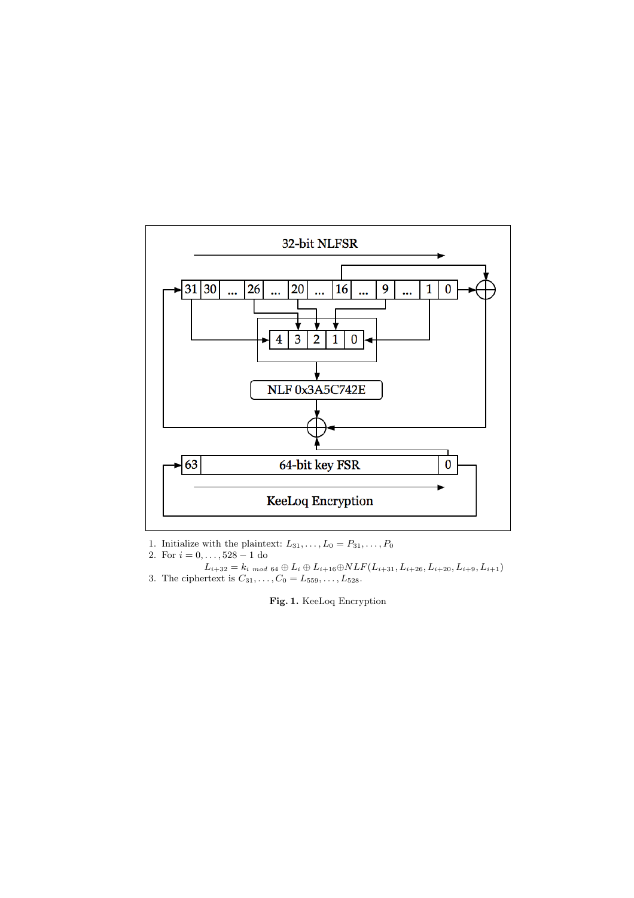1. Initialize with the plaintext: $L_{31}, \ldots, L_0 = P_{31}, \ldots, P_0$
2. For $i = 0, \ldots, 528 - 1$ do

$$L_{i+32} = k_{i \bmod 64} \oplus L_i \oplus L_{i+16} \oplus NLF(L_{i+31}, L_{i+26}, L_{i+20}, L_{i+9}, L_{i+1})$$

3. The ciphertext is $C_{31}, \ldots, C_0 = L_{559}, \ldots, L_{528}$.

**Fig. 1.** KeeLoq Encryption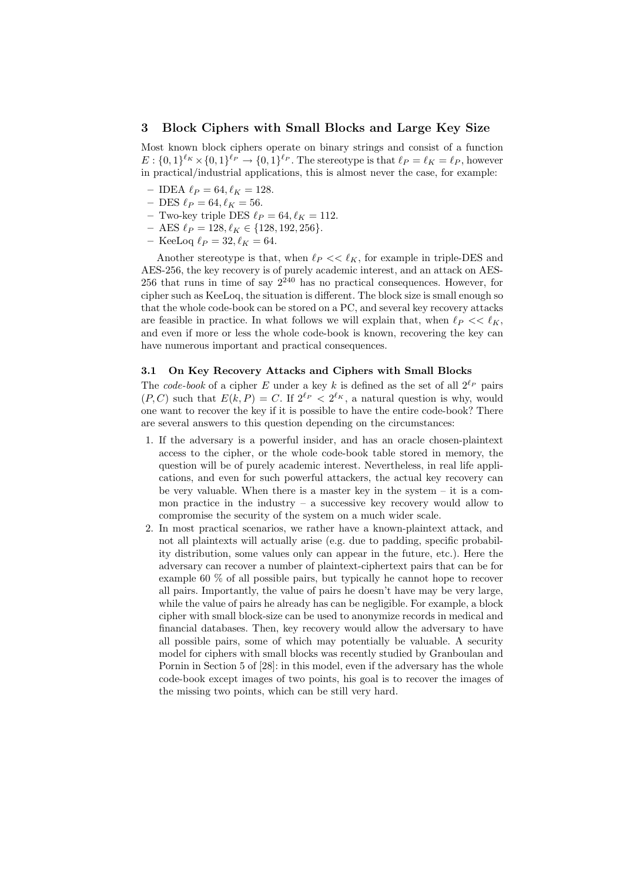## 3 Block Ciphers with Small Blocks and Large Key Size

Most known block ciphers operate on binary strings and consist of a function $E : \{0,1\}^{\ell_K} \times \{0,1\}^{\ell_P} \rightarrow \{0,1\}^{\ell_P}$. The stereotype is that $\ell_P = \ell_K = \ell_P$, however in practical/industrial applications, this is almost never the case, for example:

- IDEA $\ell_P = 64, \ell_K = 128$.
- DES $\ell_P = 64, \ell_K = 56$.
- Two-key triple DES $\ell_P = 64, \ell_K = 112$.
- AES $\ell_P = 128, \ell_K \in \{128, 192, 256\}$.
- KeeLoq $\ell_P = 32, \ell_K = 64$.

Another stereotype is that, when $\ell_P << \ell_K$, for example in triple-DES and AES-256, the key recovery is of purely academic interest, and an attack on AES-256 that runs in time of say $2^{240}$ has no practical consequences. However, for cipher such as KeeLoq, the situation is different. The block size is small enough so that the whole code-book can be stored on a PC, and several key recovery attacks are feasible in practice. In what follows we will explain that, when $\ell_P << \ell_K$, and even if more or less the whole code-book is known, recovering the key can have numerous important and practical consequences.

### 3.1 On Key Recovery Attacks and Ciphers with Small Blocks

The *code-book* of a cipher $E$ under a key $k$ is defined as the set of all $2^{\ell_P}$ pairs $(P, C)$ such that $E(k, P) = C$. If $2^{\ell_P} < 2^{\ell_K}$, a natural question is why, would one want to recover the key if it is possible to have the entire code-book? There are several answers to this question depending on the circumstances:

1. If the adversary is a powerful insider, and has an oracle chosen-plaintext access to the cipher, or the whole code-book table stored in memory, the question will be of purely academic interest. Nevertheless, in real life applications, and even for such powerful attackers, the actual key recovery can be very valuable. When there is a master key in the system – it is a common practice in the industry – a successive key recovery would allow to compromise the security of the system on a much wider scale.
2. In most practical scenarios, we rather have a known-plaintext attack, and not all plaintexts will actually arise (e.g. due to padding, specific probability distribution, some values only can appear in the future, etc.). Here the adversary can recover a number of plaintext-ciphertext pairs that can be for example 60 % of all possible pairs, but typically he cannot hope to recover all pairs. Importantly, the value of pairs he doesn't have may be very large, while the value of pairs he already has can be negligible. For example, a block cipher with small block-size can be used to anonymize records in medical and financial databases. Then, key recovery would allow the adversary to have all possible pairs, some of which may potentially be valuable. A security model for ciphers with small blocks was recently studied by Granboulan and Pornin in Section 5 of [28]: in this model, even if the adversary has the whole code-book except images of two points, his goal is to recover the images of the missing two points, which can be still very hard.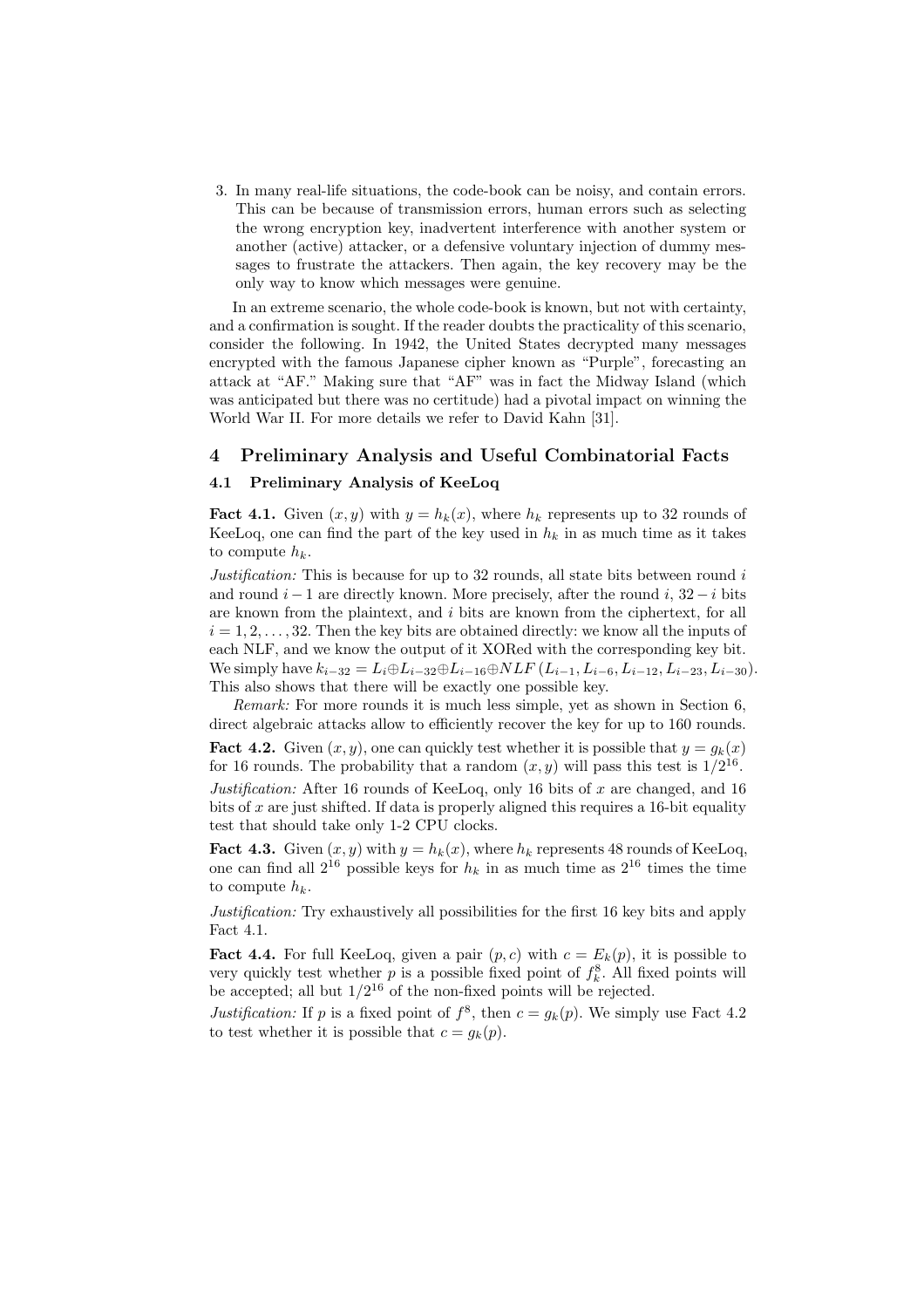3. In many real-life situations, the code-book can be noisy, and contain errors. This can be because of transmission errors, human errors such as selecting the wrong encryption key, inadvertent interference with another system or another (active) attacker, or a defensive voluntary injection of dummy messages to frustrate the attackers. Then again, the key recovery may be the only way to know which messages were genuine.

In an extreme scenario, the whole code-book is known, but not with certainty, and a confirmation is sought. If the reader doubts the practicality of this scenario, consider the following. In 1942, the United States decrypted many messages encrypted with the famous Japanese cipher known as "Purple", forecasting an attack at "AF." Making sure that "AF" was in fact the Midway Island (which was anticipated but there was no certitude) had a pivotal impact on winning the World War II. For more details we refer to David Kahn [31].

# 4 Preliminary Analysis and Useful Combinatorial Facts

## 4.1 Preliminary Analysis of KeeLoq

**Fact 4.1.** Given $(x, y)$ with $y = h_k(x)$, where $h_k$ represents up to 32 rounds of KeeLoq, one can find the part of the key used in $h_k$ in as much time as it takes to compute $h_k$.

*Justification:* This is because for up to 32 rounds, all state bits between round $i$ and round $i-1$ are directly known. More precisely, after the round $i$, $32-i$ bits are known from the plaintext, and $i$ bits are known from the ciphertext, for all $i = 1, 2, \ldots, 32$. Then the key bits are obtained directly: we know all the inputs of each NLF, and we know the output of it XORed with the corresponding key bit. We simply have $k_{i-32} = L_i \oplus L_{i-32} \oplus L_{i-16} \oplus NLF\,(L_{i-1}, L_{i-6}, L_{i-12}, L_{i-23}, L_{i-30})$. This also shows that there will be exactly one possible key.

*Remark:* For more rounds it is much less simple, yet as shown in Section 6, direct algebraic attacks allow to efficiently recover the key for up to 160 rounds.

**Fact 4.2.** Given $(x, y)$, one can quickly test whether it is possible that $y = g_k(x)$ for 16 rounds. The probability that a random $(x, y)$ will pass this test is $1/2^{16}$.

*Justification:* After 16 rounds of KeeLoq, only 16 bits of $x$ are changed, and 16 bits of $x$ are just shifted. If data is properly aligned this requires a 16-bit equality test that should take only 1-2 CPU clocks.

**Fact 4.3.** Given $(x, y)$ with $y = h_k(x)$, where $h_k$ represents 48 rounds of KeeLoq, one can find all $2^{16}$ possible keys for $h_k$ in as much time as $2^{16}$ times the time to compute $h_k$.

*Justification:* Try exhaustively all possibilities for the first 16 key bits and apply Fact 4.1.

**Fact 4.4.** For full KeeLoq, given a pair $(p, c)$ with $c = E_k(p)$, it is possible to very quickly test whether $p$ is a possible fixed point of $f_k^8$. All fixed points will be accepted; all but $1/2^{16}$ of the non-fixed points will be rejected.

*Justification:* If $p$ is a fixed point of $f^8$, then $c = g_k(p)$. We simply use Fact 4.2 to test whether it is possible that $c = g_k(p)$.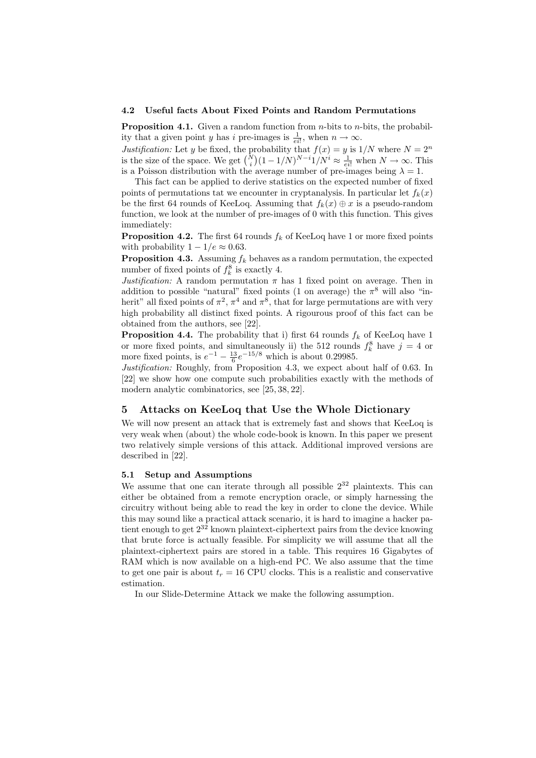### 4.2 Useful facts About Fixed Points and Random Permutations

**Proposition 4.1.** Given a random function from $n$-bits to $n$-bits, the probability that a given point $y$ has $i$ pre-images is $\frac{1}{ei!}$, when $n \to \infty$.

*Justification:* Let $y$ be fixed, the probability that $f(x) = y$ is $1/N$ where $N = 2^n$ is the size of the space. We get $\binom{N}{i}(1 - 1/N)^{N-i} 1/N^i \approx \frac{1}{ei!}$ when $N \to \infty$. This is a Poisson distribution with the average number of pre-images being $\lambda = 1$.

This fact can be applied to derive statistics on the expected number of fixed points of permutations tat we encounter in cryptanalysis. In particular let $f_k(x)$ be the first 64 rounds of KeeLoq. Assuming that $f_k(x) \oplus x$ is a pseudo-random function, we look at the number of pre-images of 0 with this function. This gives immediately:

**Proposition 4.2.** The first 64 rounds $f_k$ of KeeLoq have 1 or more fixed points with probability $1 - 1/e \approx 0.63$.

**Proposition 4.3.** Assuming $f_k$ behaves as a random permutation, the expected number of fixed points of $f_k^8$ is exactly 4.

*Justification:* A random permutation $\pi$ has 1 fixed point on average. Then in addition to possible "natural" fixed points (1 on average) the $\pi^8$ will also "inherit" all fixed points of $\pi^2$, $\pi^4$ and $\pi^8$, that for large permutations are with very high probability all distinct fixed points. A rigourous proof of this fact can be obtained from the authors, see [22].

**Proposition 4.4.** The probability that i) first 64 rounds $f_k$ of KeeLoq have 1 or more fixed points, and simultaneously ii) the 512 rounds $f_k^8$ have $j = 4$ or more fixed points, is $e^{-1} - \frac{13}{6} e^{-15/8}$ which is about 0.29985.

*Justification:* Roughly, from Proposition 4.3, we expect about half of 0.63. In [22] we show how one compute such probabilities exactly with the methods of modern analytic combinatorics, see [25, 38, 22].

## 5 Attacks on KeeLoq that Use the Whole Dictionary

We will now present an attack that is extremely fast and shows that KeeLoq is very weak when (about) the whole code-book is known. In this paper we present two relatively simple versions of this attack. Additional improved versions are described in [22].

### 5.1 Setup and Assumptions

We assume that one can iterate through all possible $2^{32}$ plaintexts. This can either be obtained from a remote encryption oracle, or simply harnessing the circuitry without being able to read the key in order to clone the device. While this may sound like a practical attack scenario, it is hard to imagine a hacker patient enough to get $2^{32}$ known plaintext-ciphertext pairs from the device knowing that brute force is actually feasible. For simplicity we will assume that all the plaintext-ciphertext pairs are stored in a table. This requires 16 Gigabytes of RAM which is now available on a high-end PC. We also assume that the time to get one pair is about $t_r = 16$ CPU clocks. This is a realistic and conservative estimation.

In our Slide-Determine Attack we make the following assumption.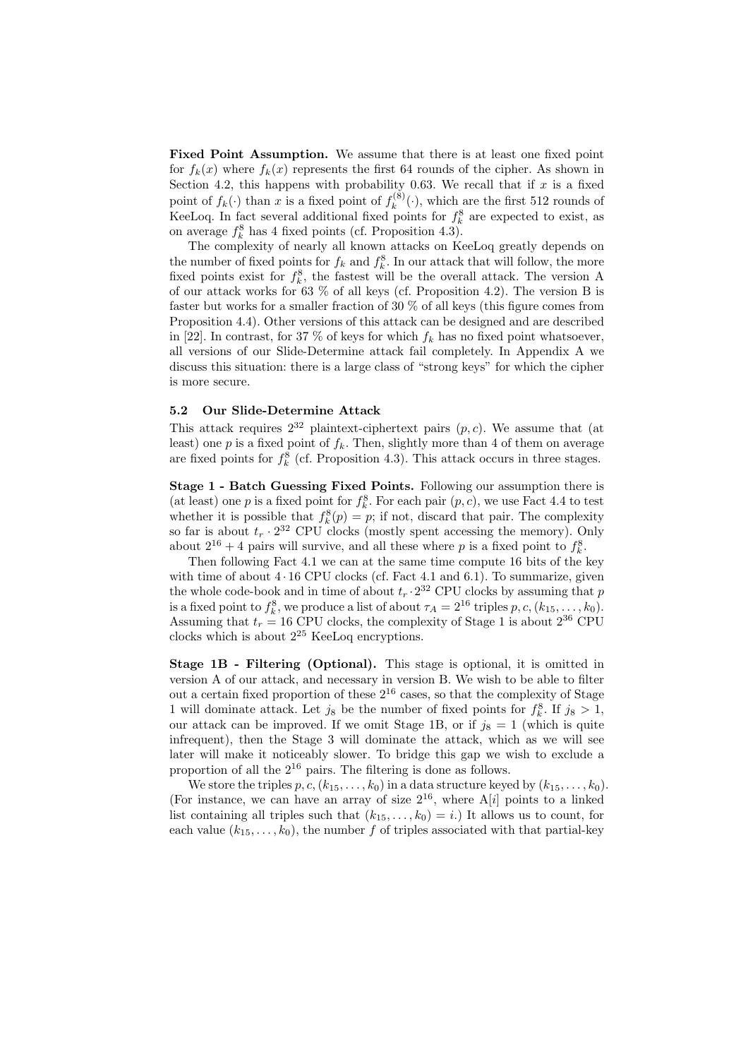**Fixed Point Assumption.** We assume that there is at least one fixed point for $f_k(x)$ where $f_k(x)$ represents the first 64 rounds of the cipher. As shown in Section 4.2, this happens with probability 0.63. We recall that if $x$ is a fixed point of $f_k(\cdot)$ than $x$ is a fixed point of $f_k^{(8)}(\cdot)$, which are the first 512 rounds of KeeLoq. In fact several additional fixed points for $f_k^8$ are expected to exist, as on average $f_k^8$ has 4 fixed points (cf. Proposition 4.3).

The complexity of nearly all known attacks on KeeLoq greatly depends on the number of fixed points for $f_k$ and $f_k^8$. In our attack that will follow, the more fixed points exist for $f_k^8$, the fastest will be the overall attack. The version A of our attack works for 63 % of all keys (cf. Proposition 4.2). The version B is faster but works for a smaller fraction of 30 % of all keys (this figure comes from Proposition 4.4). Other versions of this attack can be designed and are described in [22]. In contrast, for 37 % of keys for which $f_k$ has no fixed point whatsoever, all versions of our Slide-Determine attack fail completely. In Appendix A we discuss this situation: there is a large class of "strong keys" for which the cipher is more secure.

### 5.2 Our Slide-Determine Attack

This attack requires $2^{32}$ plaintext-ciphertext pairs $(p, c)$. We assume that (at least) one $p$ is a fixed point of $f_k$. Then, slightly more than 4 of them on average are fixed points for $f_k^8$ (cf. Proposition 4.3). This attack occurs in three stages.

**Stage 1 - Batch Guessing Fixed Points.** Following our assumption there is (at least) one $p$ is a fixed point for $f_k^8$. For each pair $(p, c)$, we use Fact 4.4 to test whether it is possible that $f_k^8(p) = p$; if not, discard that pair. The complexity so far is about $t_r \cdot 2^{32}$ CPU clocks (mostly spent accessing the memory). Only about $2^{16} + 4$ pairs will survive, and all these where $p$ is a fixed point to $f_k^8$.

Then following Fact 4.1 we can at the same time compute 16 bits of the key with time of about $4 \cdot 16$ CPU clocks (cf. Fact 4.1 and 6.1). To summarize, given the whole code-book and in time of about $t_r \cdot 2^{32}$ CPU clocks by assuming that $p$ is a fixed point to $f_k^8$, we produce a list of about $\tau_A = 2^{16}$ triples $p, c, (k_{15}, \ldots, k_0)$. Assuming that $t_r = 16$ CPU clocks, the complexity of Stage 1 is about $2^{36}$ CPU clocks which is about $2^{25}$ KeeLoq encryptions.

**Stage 1B - Filtering (Optional).** This stage is optional, it is omitted in version A of our attack, and necessary in version B. We wish to be able to filter out a certain fixed proportion of these $2^{16}$ cases, so that the complexity of Stage 1 will dominate attack. Let $j_8$ be the number of fixed points for $f_k^8$. If $j_8 > 1$, our attack can be improved. If we omit Stage 1B, or if $j_8 = 1$ (which is quite infrequent), then the Stage 3 will dominate the attack, which as we will see later will make it noticeably slower. To bridge this gap we wish to exclude a proportion of all the $2^{16}$ pairs. The filtering is done as follows.

We store the triples $p, c, (k_{15}, \ldots, k_0)$ in a data structure keyed by $(k_{15}, \ldots, k_0)$. (For instance, we can have an array of size $2^{16}$, where A[$i$] points to a linked list containing all triples such that $(k_{15}, \ldots, k_0) = i$.) It allows us to count, for each value $(k_{15}, \ldots, k_0)$, the number $f$ of triples associated with that partial-key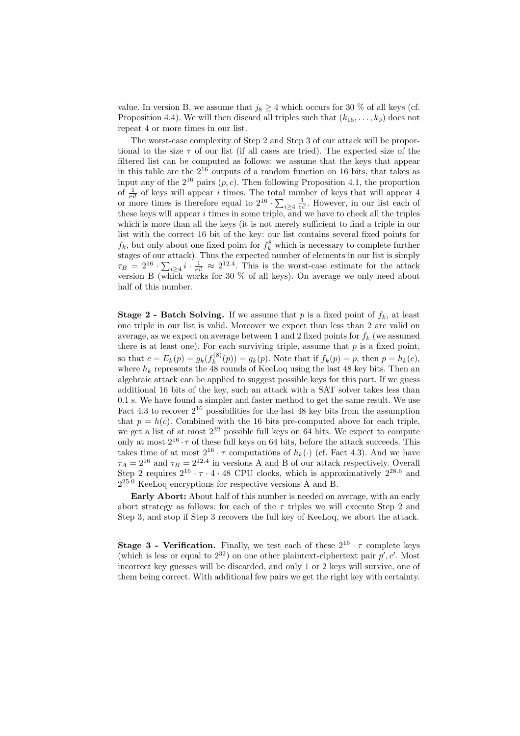value. In version B, we assume that $j_8 \geq 4$ which occurs for 30 % of all keys (cf. Proposition 4.4). We will then discard all triples such that $(k_{15}, \ldots, k_0)$ does not repeat 4 or more times in our list.

The worst-case complexity of Step 2 and Step 3 of our attack will be proportional to the size $\tau$ of our list (if all cases are tried). The expected size of the filtered list can be computed as follows: we assume that the keys that appear in this table are the $2^{16}$ outputs of a random function on 16 bits, that takes as input any of the $2^{16}$ pairs $(p, c)$. Then following Proposition 4.1, the proportion of $\frac{1}{ei!}$ of keys will appear $i$ times. The total number of keys that will appear 4 or more times is therefore equal to $2^{16} \cdot \sum_{i \geq 4} \frac{1}{ei!}$. However, in our list each of these keys will appear $i$ times in some triple, and we have to check all the triples which is more than all the keys (it is not merely sufficient to find a triple in our list with the correct 16 bit of the key: our list contains several fixed points for $f_k$, but only about one fixed point for $f_k^8$ which is necessary to complete further stages of our attack). Thus the expected number of elements in our list is simply $\tau_B = 2^{16} \cdot \sum_{i \geq 4} i \cdot \frac{1}{ei!} \approx 2^{12.4}$. This is the worst-case estimate for the attack version B (which works for 30 % of all keys). On average we only need about half of this number.

**Stage 2 - Batch Solving.** If we assume that $p$ is a fixed point of $f_k$, at least one triple in our list is valid. Moreover we expect than less than 2 are valid on average, as we expect on average between 1 and 2 fixed points for $f_k$ (we assumed there is at least one). For each surviving triple, assume that $p$ is a fixed point, so that $c = E_k(p) = g_k(f_k^{(8)}(p)) = g_k(p)$. Note that if $f_k(p) = p$, then $p = h_k(c)$, where $h_k$ represents the 48 rounds of KeeLoq using the last 48 key bits. Then an algebraic attack can be applied to suggest possible keys for this part. If we guess additional 16 bits of the key, such an attack with a SAT solver takes less than 0.1 s. We have found a simpler and faster method to get the same result. We use Fact 4.3 to recover $2^{16}$ possibilities for the last 48 key bits from the assumption that $p = h(c)$. Combined with the 16 bits pre-computed above for each triple, we get a list of at most $2^{32}$ possible full keys on 64 bits. We expect to compute only at most $2^{16} \cdot \tau$ of these full keys on 64 bits, before the attack succeeds. This takes time of at most $2^{16} \cdot \tau$ computations of $h_k(\cdot)$ (cf. Fact 4.3). And we have $\tau_A = 2^{16}$ and $\tau_B = 2^{12.4}$ in versions A and B of our attack respectively. Overall Step 2 requires $2^{16} \cdot \tau \cdot 4 \cdot 48$ CPU clocks, which is approximatively $2^{28.6}$ and $2^{25.0}$ KeeLoq encryptions for respective versions A and B.

**Early Abort:** About half of this number is needed on average, with an early abort strategy as follows: for each of the $\tau$ triples we will execute Step 2 and Step 3, and stop if Step 3 recovers the full key of KeeLoq, we abort the attack.

**Stage 3 - Verification.** Finally, we test each of these $2^{16} \cdot \tau$ complete keys (which is less or equal to $2^{32}$) on one other plaintext-ciphertext pair $p', c'$. Most incorrect key guesses will be discarded, and only 1 or 2 keys will survive, one of them being correct. With additional few pairs we get the right key with certainty.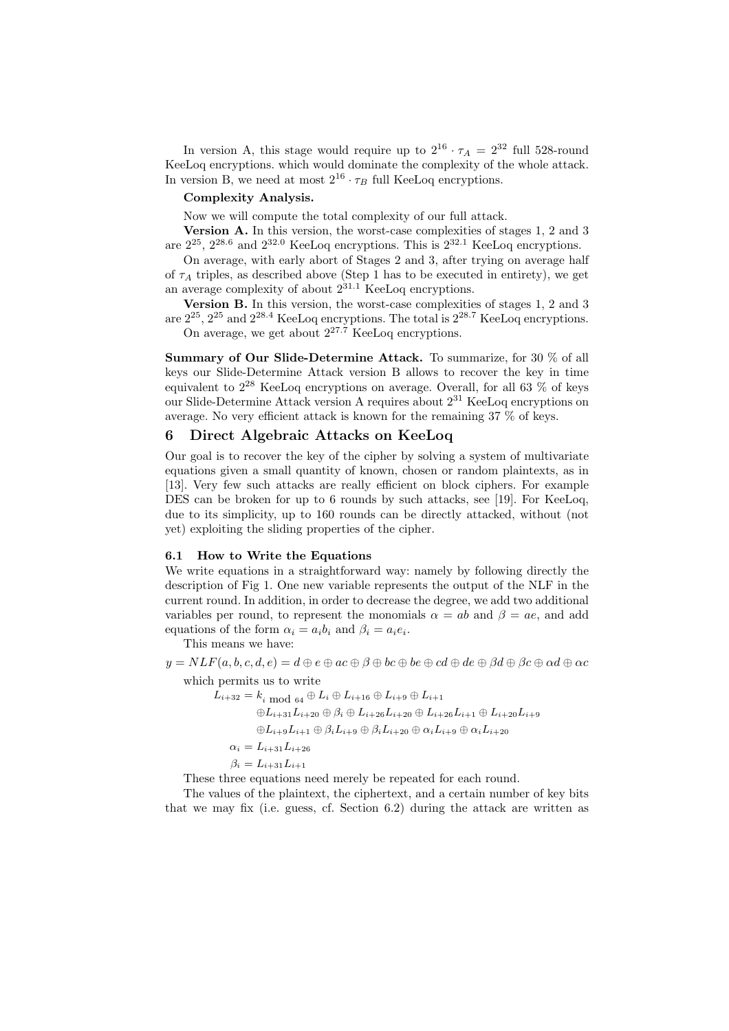In version A, this stage would require up to $2^{16} \cdot \tau_A = 2^{32}$ full 528-round KeeLoq encryptions. which would dominate the complexity of the whole attack. In version B, we need at most $2^{16} \cdot \tau_B$ full KeeLoq encryptions.

**Complexity Analysis.**

Now we will compute the total complexity of our full attack.

**Version A.** In this version, the worst-case complexities of stages 1, 2 and 3 are $2^{25}$, $2^{28.6}$ and $2^{32.0}$ KeeLoq encryptions. This is $2^{32.1}$ KeeLoq encryptions.

On average, with early abort of Stages 2 and 3, after trying on average half of $\tau_A$ triples, as described above (Step 1 has to be executed in entirety), we get an average complexity of about $2^{31.1}$ KeeLoq encryptions.

**Version B.** In this version, the worst-case complexities of stages 1, 2 and 3 are $2^{25}$, $2^{25}$ and $2^{28.4}$ KeeLoq encryptions. The total is $2^{28.7}$ KeeLoq encryptions.

On average, we get about $2^{27.7}$ KeeLoq encryptions.

**Summary of Our Slide-Determine Attack.** To summarize, for 30 % of all keys our Slide-Determine Attack version B allows to recover the key in time equivalent to $2^{28}$ KeeLoq encryptions on average. Overall, for all 63 % of keys our Slide-Determine Attack version A requires about $2^{31}$ KeeLoq encryptions on average. No very efficient attack is known for the remaining 37 % of keys.

# 6 Direct Algebraic Attacks on KeeLoq

Our goal is to recover the key of the cipher by solving a system of multivariate equations given a small quantity of known, chosen or random plaintexts, as in [13]. Very few such attacks are really efficient on block ciphers. For example DES can be broken for up to 6 rounds by such attacks, see [19]. For KeeLoq, due to its simplicity, up to 160 rounds can be directly attacked, without (not yet) exploiting the sliding properties of the cipher.

## 6.1 How to Write the Equations

We write equations in a straightforward way: namely by following directly the description of Fig 1. One new variable represents the output of the NLF in the current round. In addition, in order to decrease the degree, we add two additional variables per round, to represent the monomials $\alpha = ab$ and $\beta = ae$, and add equations of the form $\alpha_i = a_i b_i$ and $\beta_i = a_i e_i$.

This means we have:

$$y = NLF(a, b, c, d, e) = d \oplus e \oplus ac \oplus \beta \oplus bc \oplus be \oplus cd \oplus de \oplus \beta d \oplus \beta c \oplus \alpha d \oplus \alpha c$$

which permits us to write

$$\begin{aligned}
L_{i+32} &= k_{i \bmod 64} \oplus L_i \oplus L_{i+16} \oplus L_{i+9} \oplus L_{i+1} \\
&\oplus L_{i+31} L_{i+20} \oplus \beta_i \oplus L_{i+26} L_{i+20} \oplus L_{i+26} L_{i+1} \oplus L_{i+20} L_{i+9} \\
&\oplus L_{i+9} L_{i+1} \oplus \beta_i L_{i+9} \oplus \beta_i L_{i+20} \oplus \alpha_i L_{i+9} \oplus \alpha_i L_{i+20} \\
\alpha_i &= L_{i+31} L_{i+26} \\
\beta_i &= L_{i+31} L_{i+1}
\end{aligned}$$

These three equations need merely be repeated for each round.

The values of the plaintext, the ciphertext, and a certain number of key bits that we may fix (i.e. guess, cf. Section 6.2) during the attack are written as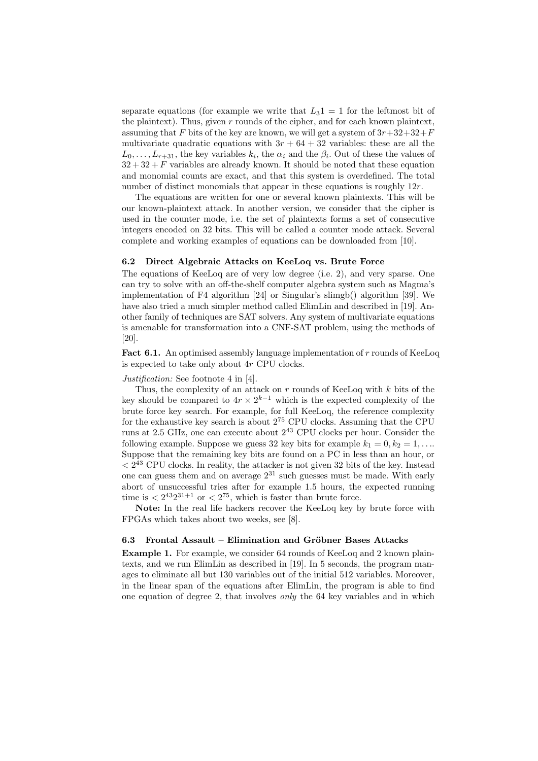separate equations (for example we write that $L_3 1 = 1$ for the leftmost bit of the plaintext). Thus, given $r$ rounds of the cipher, and for each known plaintext, assuming that $F$ bits of the key are known, we will get a system of $3r+32+32+F$ multivariate quadratic equations with $3r + 64 + 32$ variables: these are all the $L_0, \ldots, L_{r+31}$, the key variables $k_i$, the $\alpha_i$ and the $\beta_i$. Out of these the values of $32+32+F$ variables are already known. It should be noted that these equation and monomial counts are exact, and that this system is overdefined. The total number of distinct monomials that appear in these equations is roughly $12r$.

The equations are written for one or several known plaintexts. This will be our known-plaintext attack. In another version, we consider that the cipher is used in the counter mode, i.e. the set of plaintexts forms a set of consecutive integers encoded on 32 bits. This will be called a counter mode attack. Several complete and working examples of equations can be downloaded from [10].

### 6.2 Direct Algebraic Attacks on KeeLoq vs. Brute Force

The equations of KeeLoq are of very low degree (i.e. 2), and very sparse. One can try to solve with an off-the-shelf computer algebra system such as Magma's implementation of F4 algorithm [24] or Singular's slimgb() algorithm [39]. We have also tried a much simpler method called ElimLin and described in [19]. Another family of techniques are SAT solvers. Any system of multivariate equations is amenable for transformation into a CNF-SAT problem, using the methods of [20].

**Fact 6.1.** An optimised assembly language implementation of $r$ rounds of KeeLoq is expected to take only about $4r$ CPU clocks.

*Justification:* See footnote 4 in [4].

Thus, the complexity of an attack on $r$ rounds of KeeLoq with $k$ bits of the key should be compared to $4r \times 2^{k-1}$ which is the expected complexity of the brute force key search. For example, for full KeeLoq, the reference complexity for the exhaustive key search is about $2^{75}$ CPU clocks. Assuming that the CPU runs at 2.5 GHz, one can execute about $2^{43}$ CPU clocks per hour. Consider the following example. Suppose we guess 32 key bits for example $k_1 = 0, k_2 = 1, \ldots$. Suppose that the remaining key bits are found on a PC in less than an hour, or $< 2^{43}$ CPU clocks. In reality, the attacker is not given 32 bits of the key. Instead one can guess them and on average $2^{31}$ such guesses must be made. With early abort of unsuccessful tries after for example 1.5 hours, the expected running time is $< 2^{43}2^{31+1}$ or $< 2^{75}$, which is faster than brute force.

**Note:** In the real life hackers recover the KeeLoq key by brute force with FPGAs which takes about two weeks, see [8].

### 6.3 Frontal Assault – Elimination and Gröbner Bases Attacks

**Example 1.** For example, we consider 64 rounds of KeeLoq and 2 known plaintexts, and we run ElimLin as described in [19]. In 5 seconds, the program manages to eliminate all but 130 variables out of the initial 512 variables. Moreover, in the linear span of the equations after ElimLin, the program is able to find one equation of degree 2, that involves *only* the 64 key variables and in which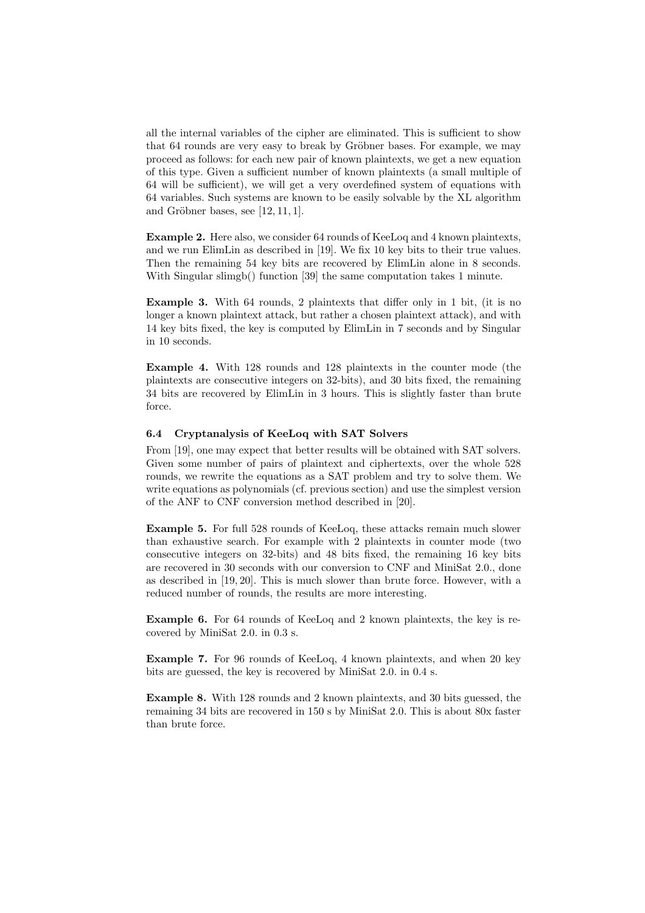all the internal variables of the cipher are eliminated. This is sufficient to show that 64 rounds are very easy to break by Gröbner bases. For example, we may proceed as follows: for each new pair of known plaintexts, we get a new equation of this type. Given a sufficient number of known plaintexts (a small multiple of 64 will be sufficient), we will get a very overdefined system of equations with 64 variables. Such systems are known to be easily solvable by the XL algorithm and Gröbner bases, see [12, 11, 1].

**Example 2.** Here also, we consider 64 rounds of KeeLoq and 4 known plaintexts, and we run ElimLin as described in [19]. We fix 10 key bits to their true values. Then the remaining 54 key bits are recovered by ElimLin alone in 8 seconds. With Singular slimgb() function [39] the same computation takes 1 minute.

**Example 3.** With 64 rounds, 2 plaintexts that differ only in 1 bit, (it is no longer a known plaintext attack, but rather a chosen plaintext attack), and with 14 key bits fixed, the key is computed by ElimLin in 7 seconds and by Singular in 10 seconds.

**Example 4.** With 128 rounds and 128 plaintexts in the counter mode (the plaintexts are consecutive integers on 32-bits), and 30 bits fixed, the remaining 34 bits are recovered by ElimLin in 3 hours. This is slightly faster than brute force.

### 6.4 Cryptanalysis of KeeLoq with SAT Solvers

From [19], one may expect that better results will be obtained with SAT solvers. Given some number of pairs of plaintext and ciphertexts, over the whole 528 rounds, we rewrite the equations as a SAT problem and try to solve them. We write equations as polynomials (cf. previous section) and use the simplest version of the ANF to CNF conversion method described in [20].

**Example 5.** For full 528 rounds of KeeLoq, these attacks remain much slower than exhaustive search. For example with 2 plaintexts in counter mode (two consecutive integers on 32-bits) and 48 bits fixed, the remaining 16 key bits are recovered in 30 seconds with our conversion to CNF and MiniSat 2.0., done as described in [19, 20]. This is much slower than brute force. However, with a reduced number of rounds, the results are more interesting.

**Example 6.** For 64 rounds of KeeLoq and 2 known plaintexts, the key is recovered by MiniSat 2.0. in 0.3 s.

**Example 7.** For 96 rounds of KeeLoq, 4 known plaintexts, and when 20 key bits are guessed, the key is recovered by MiniSat 2.0. in 0.4 s.

**Example 8.** With 128 rounds and 2 known plaintexts, and 30 bits guessed, the remaining 34 bits are recovered in 150 s by MiniSat 2.0. This is about 80x faster than brute force.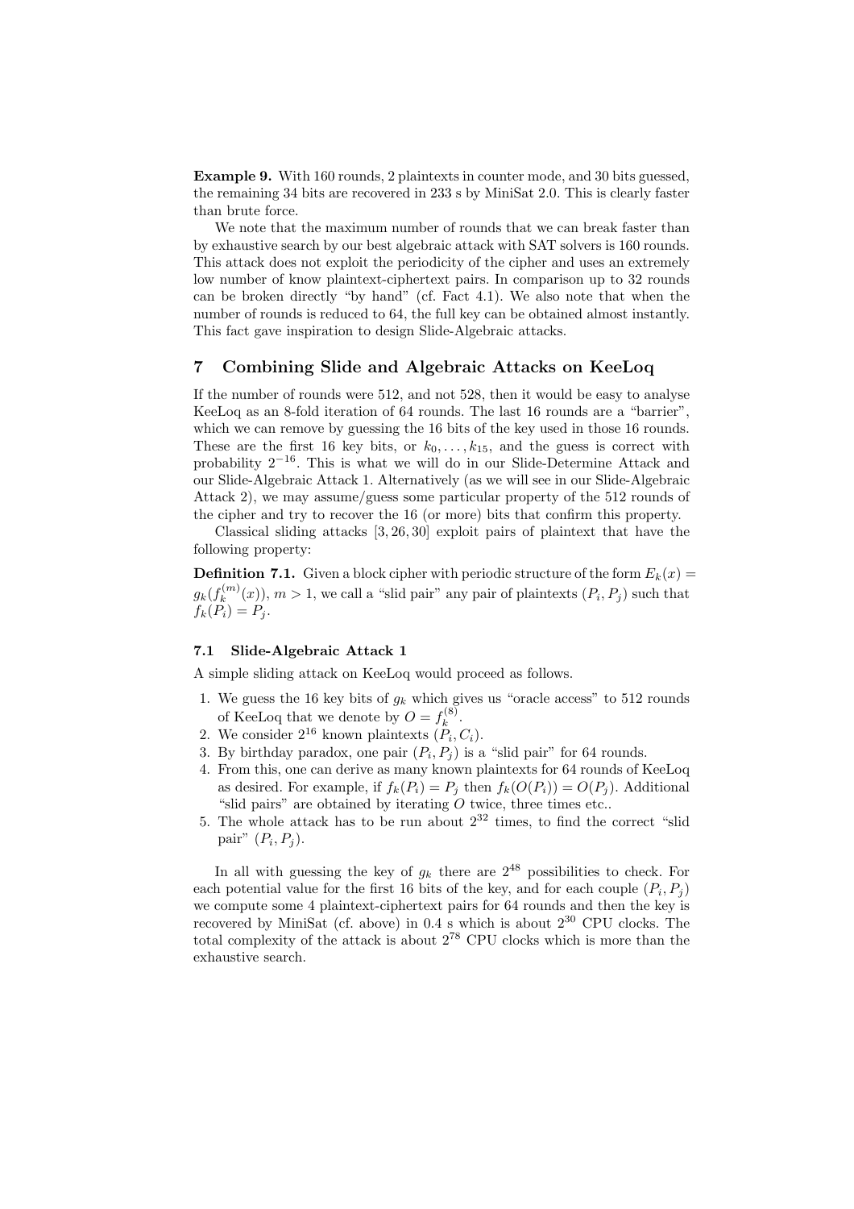**Example 9.** With 160 rounds, 2 plaintexts in counter mode, and 30 bits guessed, the remaining 34 bits are recovered in 233 s by MiniSat 2.0. This is clearly faster than brute force.

We note that the maximum number of rounds that we can break faster than by exhaustive search by our best algebraic attack with SAT solvers is 160 rounds. This attack does not exploit the periodicity of the cipher and uses an extremely low number of know plaintext-ciphertext pairs. In comparison up to 32 rounds can be broken directly "by hand" (cf. Fact 4.1). We also note that when the number of rounds is reduced to 64, the full key can be obtained almost instantly. This fact gave inspiration to design Slide-Algebraic attacks.

## 7 Combining Slide and Algebraic Attacks on KeeLoq

If the number of rounds were 512, and not 528, then it would be easy to analyse KeeLoq as an 8-fold iteration of 64 rounds. The last 16 rounds are a "barrier", which we can remove by guessing the 16 bits of the key used in those 16 rounds. These are the first 16 key bits, or $k_0, \ldots, k_{15}$, and the guess is correct with probability $2^{-16}$. This is what we will do in our Slide-Determine Attack and our Slide-Algebraic Attack 1. Alternatively (as we will see in our Slide-Algebraic Attack 2), we may assume/guess some particular property of the 512 rounds of the cipher and try to recover the 16 (or more) bits that confirm this property.

Classical sliding attacks [3, 26, 30] exploit pairs of plaintext that have the following property:

**Definition 7.1.** Given a block cipher with periodic structure of the form $E_k(x) = g_k(f_k^{(m)}(x))$, $m > 1$, we call a "slid pair" any pair of plaintexts $(P_i, P_j)$ such that $f_k(P_i) = P_j$.

### 7.1 Slide-Algebraic Attack 1

A simple sliding attack on KeeLoq would proceed as follows.

1. We guess the 16 key bits of $g_k$ which gives us "oracle access" to 512 rounds of KeeLoq that we denote by $O = f_k^{(8)}$.
2. We consider $2^{16}$ known plaintexts $(P_i, C_i)$.
3. By birthday paradox, one pair $(P_i, P_j)$ is a "slid pair" for 64 rounds.
4. From this, one can derive as many known plaintexts for 64 rounds of KeeLoq as desired. For example, if $f_k(P_i) = P_j$ then $f_k(O(P_i)) = O(P_j)$. Additional "slid pairs" are obtained by iterating $O$ twice, three times etc..
5. The whole attack has to be run about $2^{32}$ times, to find the correct "slid pair" $(P_i, P_j)$.

In all with guessing the key of $g_k$ there are $2^{48}$ possibilities to check. For each potential value for the first 16 bits of the key, and for each couple $(P_i, P_j)$ we compute some 4 plaintext-ciphertext pairs for 64 rounds and then the key is recovered by MiniSat (cf. above) in 0.4 s which is about $2^{30}$ CPU clocks. The total complexity of the attack is about $2^{78}$ CPU clocks which is more than the exhaustive search.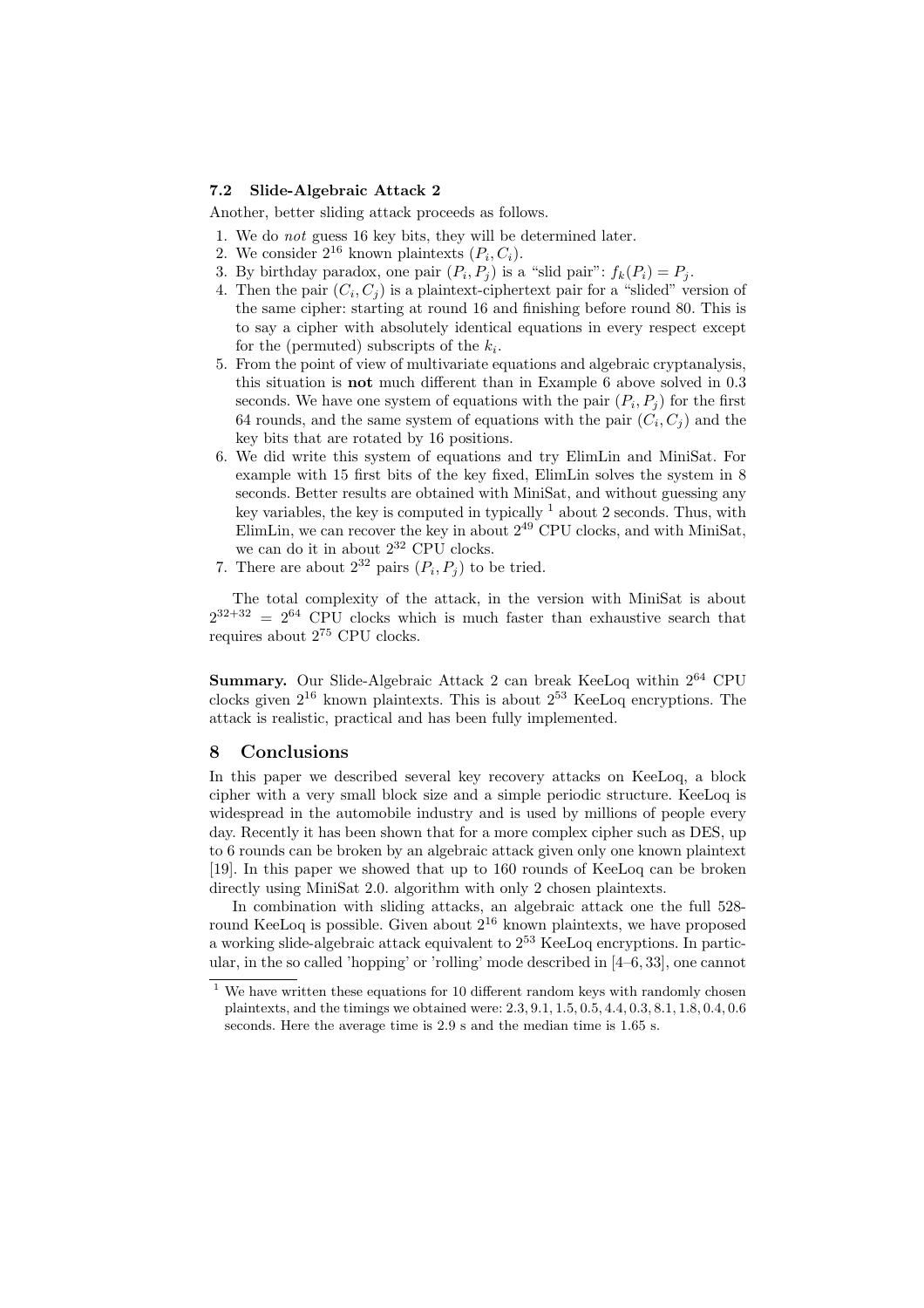### 7.2 Slide-Algebraic Attack 2

Another, better sliding attack proceeds as follows.

1. We do *not* guess 16 key bits, they will be determined later.
2. We consider $2^{16}$ known plaintexts $(P_i, C_i)$.
3. By birthday paradox, one pair $(P_i, P_j)$ is a "slid pair": $f_k(P_i) = P_j$.
4. Then the pair $(C_i, C_j)$ is a plaintext-ciphertext pair for a "slided" version of the same cipher: starting at round 16 and finishing before round 80. This is to say a cipher with absolutely identical equations in every respect except for the (permuted) subscripts of the $k_i$.
5. From the point of view of multivariate equations and algebraic cryptanalysis, this situation is **not** much different than in Example 6 above solved in 0.3 seconds. We have one system of equations with the pair $(P_i, P_j)$ for the first 64 rounds, and the same system of equations with the pair $(C_i, C_j)$ and the key bits that are rotated by 16 positions.
6. We did write this system of equations and try ElimLin and MiniSat. For example with 15 first bits of the key fixed, ElimLin solves the system in 8 seconds. Better results are obtained with MiniSat, and without guessing any key variables, the key is computed in typically [1] about 2 seconds. Thus, with ElimLin, we can recover the key in about $2^{49}$ CPU clocks, and with MiniSat, we can do it in about $2^{32}$ CPU clocks.
7. There are about $2^{32}$ pairs $(P_i, P_j)$ to be tried.

The total complexity of the attack, in the version with MiniSat is about $2^{32+32} = 2^{64}$ CPU clocks which is much faster than exhaustive search that requires about $2^{75}$ CPU clocks.

**Summary.** Our Slide-Algebraic Attack 2 can break KeeLoq within $2^{64}$ CPU clocks given $2^{16}$ known plaintexts. This is about $2^{53}$ KeeLoq encryptions. The attack is realistic, practical and has been fully implemented.

## 8 Conclusions

In this paper we described several key recovery attacks on KeeLoq, a block cipher with a very small block size and a simple periodic structure. KeeLoq is widespread in the automobile industry and is used by millions of people every day. Recently it has been shown that for a more complex cipher such as DES, up to 6 rounds can be broken by an algebraic attack given only one known plaintext [19]. In this paper we showed that up to 160 rounds of KeeLoq can be broken directly using MiniSat 2.0. algorithm with only 2 chosen plaintexts.

In combination with sliding attacks, an algebraic attack one the full 528-round KeeLoq is possible. Given about $2^{16}$ known plaintexts, we have proposed a working slide-algebraic attack equivalent to $2^{53}$ KeeLoq encryptions. In particular, in the so called 'hopping' or 'rolling' mode described in [4–6, 33], one cannot

[1] We have written these equations for 10 different random keys with randomly chosen plaintexts, and the timings we obtained were: 2.3, 9.1, 1.5, 0.5, 4.4, 0.3, 8.1, 1.8, 0.4, 0.6 seconds. Here the average time is 2.9 s and the median time is 1.65 s.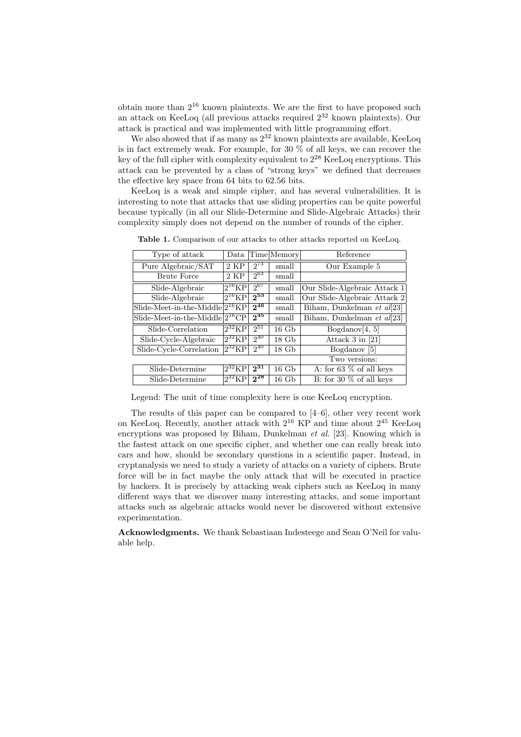obtain more than $2^{16}$ known plaintexts. We are the first to have proposed such an attack on KeeLoq (all previous attacks required $2^{32}$ known plaintexts). Our attack is practical and was implemented with little programming effort.

We also showed that if as many as $2^{32}$ known plaintexts are available, KeeLoq is in fact extremely weak. For example, for 30 % of all keys, we can recover the key of the full cipher with complexity equivalent to $2^{28}$ KeeLoq encryptions. This attack can be prevented by a class of "strong keys" we defined that decreases the effective key space from 64 bits to 62.56 bits.

KeeLoq is a weak and simple cipher, and has several vulnerabilities. It is interesting to note that attacks that use sliding properties can be quite powerful because typically (in all our Slide-Determine and Slide-Algebraic Attacks) their complexity simply does not depend on the number of rounds of the cipher.

**Table 1.** Comparison of our attacks to other attacks reported on KeeLoq.

| Type of attack | Data | Time | Memory | Reference |
|---|---|---|---|---|
| Pure Algebraic/SAT | 2 KP | $2^{73}$ | small | Our Example 5 |
| Brute Force | 2 KP | $2^{63}$ | small | |
| Slide-Algebraic | $2^{16}$KP | $2^{67}$ | small | Our Slide-Algebraic Attack 1 |
| Slide-Algebraic | $2^{16}$KP | $\mathbf{2^{53}}$ | small | Our Slide-Algebraic Attack 2 |
| Slide-Meet-in-the-Middle | $2^{16}$KP | $\mathbf{2^{46}}$ | small | Biham, Dunkelman *et al*[23] |
| Slide-Meet-in-the-Middle | $2^{16}$CP | $\mathbf{2^{45}}$ | small | Biham, Dunkelman *et al*[23] |
| Slide-Correlation | $2^{32}$KP | $2^{51}$ | 16 Gb | Bogdanov[4, 5] |
| Slide-Cycle-Algebraic | $2^{32}$KP | $2^{40}$ | 18 Gb | Attack 3 in [21] |
| Slide-Cycle-Correlation | $2^{32}$KP | $2^{40}$ | 18 Gb | Bogdanov [5] |
| | | | | Two versions: |
| Slide-Determine | $2^{32}$KP | $\mathbf{2^{31}}$ | 16 Gb | A: for 63 % of all keys |
| Slide-Determine | $2^{32}$KP | $\mathbf{2^{28}}$ | 16 Gb | B: for 30 % of all keys |

Legend: The unit of time complexity here is one KeeLoq encryption.

The results of this paper can be compared to [4–6], other very recent work on KeeLoq. Recently, another attack with $2^{16}$ KP and time about $2^{45}$ KeeLoq encryptions was proposed by Biham, Dunkelman *et al.* [23]. Knowing which is the fastest attack on one specific cipher, and whether one can really break into cars and how, should be secondary questions in a scientific paper. Instead, in cryptanalysis we need to study a variety of attacks on a variety of ciphers. Brute force will be in fact maybe the only attack that will be executed in practice by hackers. It is precisely by attacking weak ciphers such as KeeLoq in many different ways that we discover many interesting attacks, and some important attacks such as algebraic attacks would never be discovered without extensive experimentation.

**Acknowledgments.** We thank Sebastiaan Indesteege and Sean O'Neil for valuable help.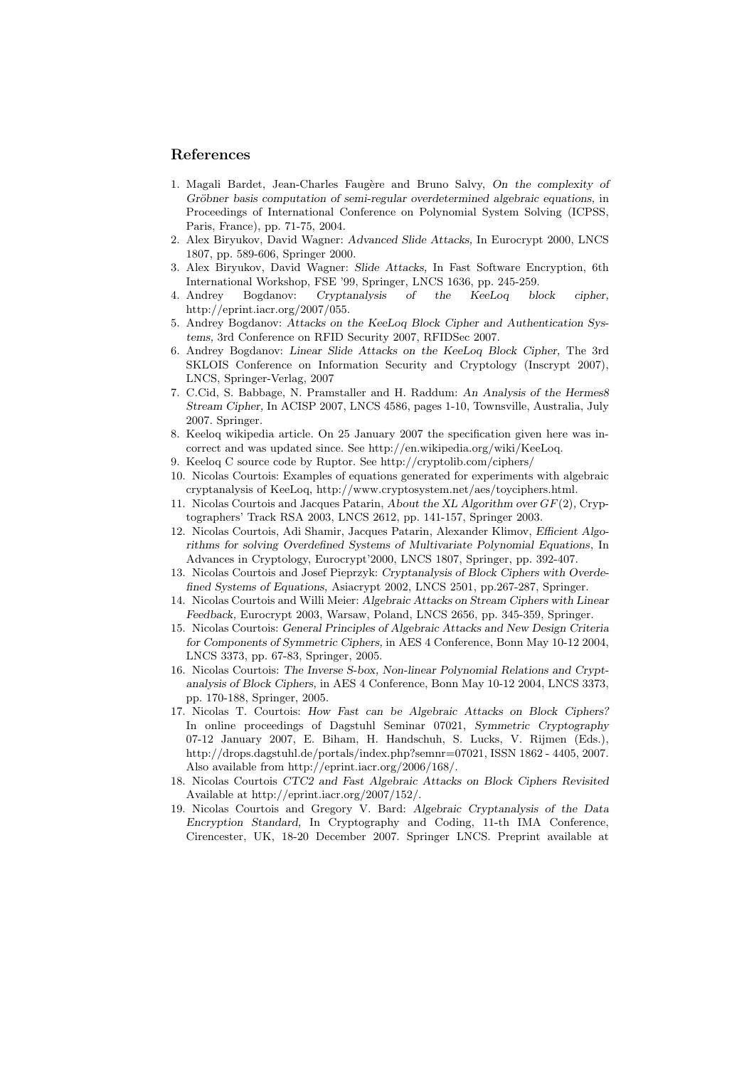## References

1. Magali Bardet, Jean-Charles Faugère and Bruno Salvy, *On the complexity of Gröbner basis computation of semi-regular overdetermined algebraic equations*, in Proceedings of International Conference on Polynomial System Solving (ICPSS, Paris, France), pp. 71-75, 2004.
2. Alex Biryukov, David Wagner: *Advanced Slide Attacks,* In Eurocrypt 2000, LNCS 1807, pp. 589-606, Springer 2000.
3. Alex Biryukov, David Wagner: *Slide Attacks,* In Fast Software Encryption, 6th International Workshop, FSE '99, Springer, LNCS 1636, pp. 245-259.
4. Andrey Bogdanov: *Cryptanalysis of the KeeLoq block cipher,* http://eprint.iacr.org/2007/055.
5. Andrey Bogdanov: *Attacks on the KeeLoq Block Cipher and Authentication Systems,* 3rd Conference on RFID Security 2007, RFIDSec 2007.
6. Andrey Bogdanov: *Linear Slide Attacks on the KeeLoq Block Cipher,* The 3rd SKLOIS Conference on Information Security and Cryptology (Inscrypt 2007), LNCS, Springer-Verlag, 2007
7. C.Cid, S. Babbage, N. Pramstaller and H. Raddum: *An Analysis of the Hermes8 Stream Cipher,* In ACISP 2007, LNCS 4586, pages 1-10, Townsville, Australia, July 2007. Springer.
8. Keeloq wikipedia article. On 25 January 2007 the specification given here was incorrect and was updated since. See http://en.wikipedia.org/wiki/KeeLoq.
9. Keeloq C source code by Ruptor. See http://cryptolib.com/ciphers/
10. Nicolas Courtois: Examples of equations generated for experiments with algebraic cryptanalysis of KeeLoq, http://www.cryptosystem.net/aes/toyciphers.html.
11. Nicolas Courtois and Jacques Patarin, *About the XL Algorithm over $GF(2)$*, Cryptographers' Track RSA 2003, LNCS 2612, pp. 141-157, Springer 2003.
12. Nicolas Courtois, Adi Shamir, Jacques Patarin, Alexander Klimov, *Efficient Algorithms for solving Overdefined Systems of Multivariate Polynomial Equations*, In Advances in Cryptology, Eurocrypt'2000, LNCS 1807, Springer, pp. 392-407.
13. Nicolas Courtois and Josef Pieprzyk: *Cryptanalysis of Block Ciphers with Overdefined Systems of Equations,* Asiacrypt 2002, LNCS 2501, pp.267-287, Springer.
14. Nicolas Courtois and Willi Meier: *Algebraic Attacks on Stream Ciphers with Linear Feedback,* Eurocrypt 2003, Warsaw, Poland, LNCS 2656, pp. 345-359, Springer.
15. Nicolas Courtois: *General Principles of Algebraic Attacks and New Design Criteria for Components of Symmetric Ciphers,* in AES 4 Conference, Bonn May 10-12 2004, LNCS 3373, pp. 67-83, Springer, 2005.
16. Nicolas Courtois: *The Inverse S-box, Non-linear Polynomial Relations and Cryptanalysis of Block Ciphers,* in AES 4 Conference, Bonn May 10-12 2004, LNCS 3373, pp. 170-188, Springer, 2005.
17. Nicolas T. Courtois: *How Fast can be Algebraic Attacks on Block Ciphers?* In online proceedings of Dagstuhl Seminar 07021, *Symmetric Cryptography* 07-12 January 2007, E. Biham, H. Handschuh, S. Lucks, V. Rijmen (Eds.), http://drops.dagstuhl.de/portals/index.php?semnr=07021, ISSN 1862 - 4405, 2007. Also available from http://eprint.iacr.org/2006/168/.
18. Nicolas Courtois *CTC2 and Fast Algebraic Attacks on Block Ciphers Revisited* Available at http://eprint.iacr.org/2007/152/.
19. Nicolas Courtois and Gregory V. Bard: *Algebraic Cryptanalysis of the Data Encryption Standard,* In Cryptography and Coding, 11-th IMA Conference, Cirencester, UK, 18-20 December 2007. Springer LNCS. Preprint available at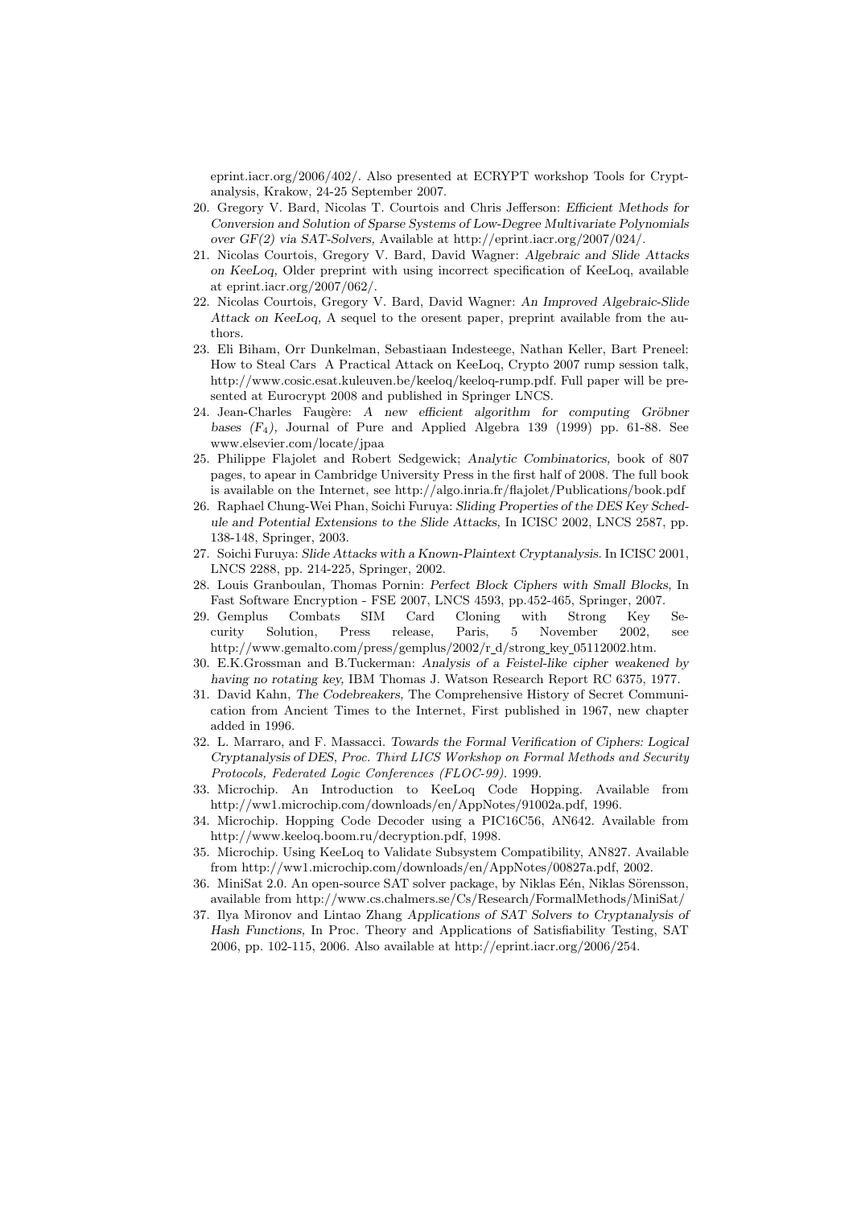eprint.iacr.org/2006/402/. Also presented at ECRYPT workshop Tools for Cryptanalysis, Krakow, 24-25 September 2007.

20. Gregory V. Bard, Nicolas T. Courtois and Chris Jefferson: *Efficient Methods for Conversion and Solution of Sparse Systems of Low-Degree Multivariate Polynomials over GF(2) via SAT-Solvers,* Available at http://eprint.iacr.org/2007/024/.
21. Nicolas Courtois, Gregory V. Bard, David Wagner: *Algebraic and Slide Attacks on KeeLoq,* Older preprint with using incorrect specification of KeeLoq, available at eprint.iacr.org/2007/062/.
22. Nicolas Courtois, Gregory V. Bard, David Wagner: *An Improved Algebraic-Slide Attack on KeeLoq,* A sequel to the oresent paper, preprint available from the authors.
23. Eli Biham, Orr Dunkelman, Sebastiaan Indesteege, Nathan Keller, Bart Preneel: How to Steal Cars A Practical Attack on KeeLoq, Crypto 2007 rump session talk, http://www.cosic.esat.kuleuven.be/keeloq/keeloq-rump.pdf. Full paper will be presented at Eurocrypt 2008 and published in Springer LNCS.
24. Jean-Charles Faugère: *A new efficient algorithm for computing Gröbner bases ($F_4$),* Journal of Pure and Applied Algebra 139 (1999) pp. 61-88. See www.elsevier.com/locate/jpaa
25. Philippe Flajolet and Robert Sedgewick; *Analytic Combinatorics,* book of 807 pages, to apear in Cambridge University Press in the first half of 2008. The full book is available on the Internet, see http://algo.inria.fr/flajolet/Publications/book.pdf
26. Raphael Chung-Wei Phan, Soichi Furuya: *Sliding Properties of the DES Key Schedule and Potential Extensions to the Slide Attacks,* In ICISC 2002, LNCS 2587, pp. 138-148, Springer, 2003.
27. Soichi Furuya: *Slide Attacks with a Known-Plaintext Cryptanalysis.* In ICISC 2001, LNCS 2288, pp. 214-225, Springer, 2002.
28. Louis Granboulan, Thomas Pornin: *Perfect Block Ciphers with Small Blocks,* In Fast Software Encryption - FSE 2007, LNCS 4593, pp.452-465, Springer, 2007.
29. Gemplus Combats SIM Card Cloning with Strong Key Security Solution, Press release, Paris, 5 November 2002, see http://www.gemalto.com/press/gemplus/2002/r_d/strong_key_05112002.htm.
30. E.K.Grossman and B.Tuckerman: *Analysis of a Feistel-like cipher weakened by having no rotating key,* IBM Thomas J. Watson Research Report RC 6375, 1977.
31. David Kahn, *The Codebreakers,* The Comprehensive History of Secret Communication from Ancient Times to the Internet, First published in 1967, new chapter added in 1996.
32. L. Marraro, and F. Massacci. *Towards the Formal Verification of Ciphers: Logical Cryptanalysis of DES, Proc. Third LICS Workshop on Formal Methods and Security Protocols, Federated Logic Conferences (FLOC-99).* 1999.
33. Microchip. An Introduction to KeeLoq Code Hopping. Available from http://ww1.microchip.com/downloads/en/AppNotes/91002a.pdf, 1996.
34. Microchip. Hopping Code Decoder using a PIC16C56, AN642. Available from http://www.keeloq.boom.ru/decryption.pdf, 1998.
35. Microchip. Using KeeLoq to Validate Subsystem Compatibility, AN827. Available from http://ww1.microchip.com/downloads/en/AppNotes/00827a.pdf, 2002.
36. MiniSat 2.0. An open-source SAT solver package, by Niklas Eén, Niklas Sörensson, available from http://www.cs.chalmers.se/Cs/Research/FormalMethods/MiniSat/
37. Ilya Mironov and Lintao Zhang *Applications of SAT Solvers to Cryptanalysis of Hash Functions,* In Proc. Theory and Applications of Satisfiability Testing, SAT 2006, pp. 102-115, 2006. Also available at http://eprint.iacr.org/2006/254.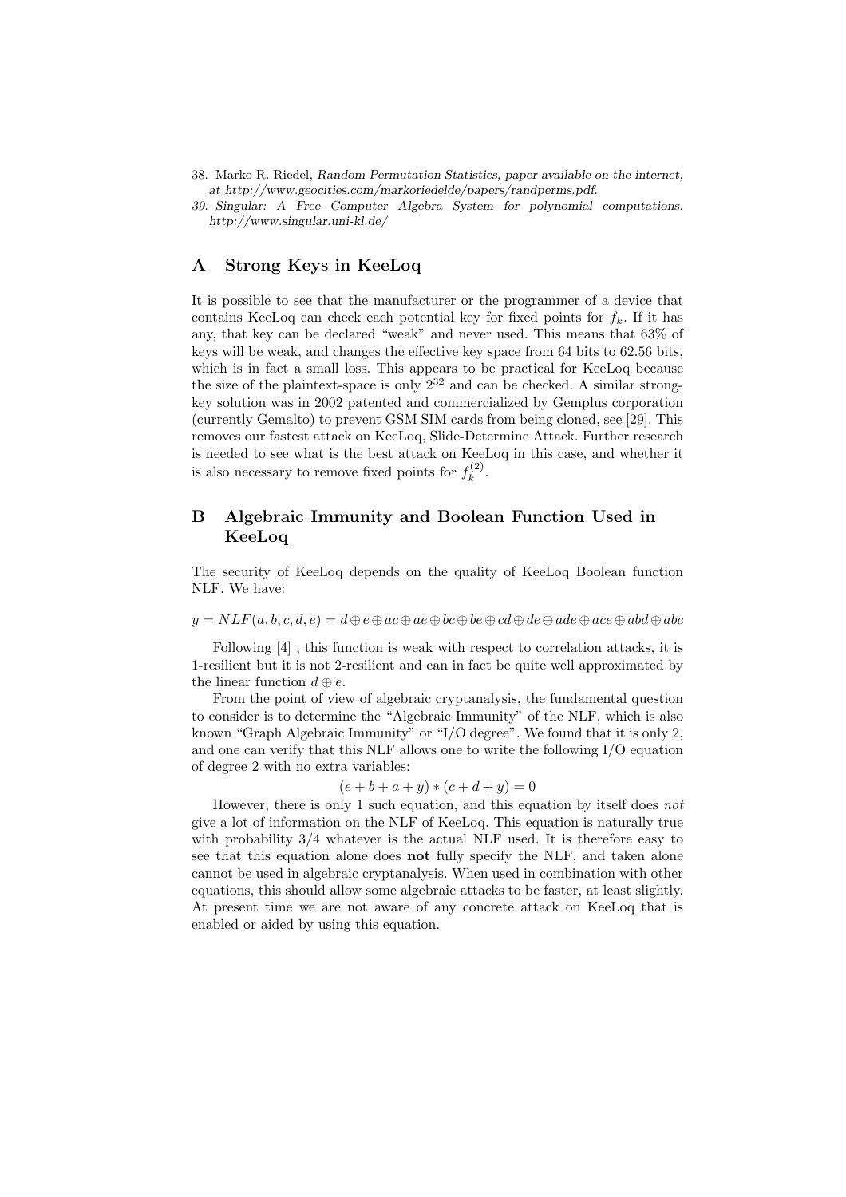38. Marko R. Riedel, *Random Permutation Statistics, paper available on the internet, at http://www.geocities.com/markoriedelde/papers/randperms.pdf.*
39. *Singular: A Free Computer Algebra System for polynomial computations. http://www.singular.uni-kl.de/*

## A Strong Keys in KeeLoq

It is possible to see that the manufacturer or the programmer of a device that contains KeeLoq can check each potential key for fixed points for $f_k$. If it has any, that key can be declared "weak" and never used. This means that 63% of keys will be weak, and changes the effective key space from 64 bits to 62.56 bits, which is in fact a small loss. This appears to be practical for KeeLoq because the size of the plaintext-space is only $2^{32}$ and can be checked. A similar strong-key solution was in 2002 patented and commercialized by Gemplus corporation (currently Gemalto) to prevent GSM SIM cards from being cloned, see [29]. This removes our fastest attack on KeeLoq, Slide-Determine Attack. Further research is needed to see what is the best attack on KeeLoq in this case, and whether it is also necessary to remove fixed points for $f_k^{(2)}$.

## B Algebraic Immunity and Boolean Function Used in KeeLoq

The security of KeeLoq depends on the quality of KeeLoq Boolean function NLF. We have:

$$y = NLF(a, b, c, d, e) = d \oplus e \oplus ac \oplus ae \oplus bc \oplus be \oplus cd \oplus de \oplus ade \oplus ace \oplus abd \oplus abc$$

Following [4] , this function is weak with respect to correlation attacks, it is 1-resilient but it is not 2-resilient and can in fact be quite well approximated by the linear function $d \oplus e$.

From the point of view of algebraic cryptanalysis, the fundamental question to consider is to determine the "Algebraic Immunity" of the NLF, which is also known "Graph Algebraic Immunity" or "I/O degree". We found that it is only 2, and one can verify that this NLF allows one to write the following I/O equation of degree 2 with no extra variables:

$$(e + b + a + y) * (c + d + y) = 0$$

However, there is only 1 such equation, and this equation by itself does *not* give a lot of information on the NLF of KeeLoq. This equation is naturally true with probability 3/4 whatever is the actual NLF used. It is therefore easy to see that this equation alone does **not** fully specify the NLF, and taken alone cannot be used in algebraic cryptanalysis. When used in combination with other equations, this should allow some algebraic attacks to be faster, at least slightly. At present time we are not aware of any concrete attack on KeeLoq that is enabled or aided by using this equation.